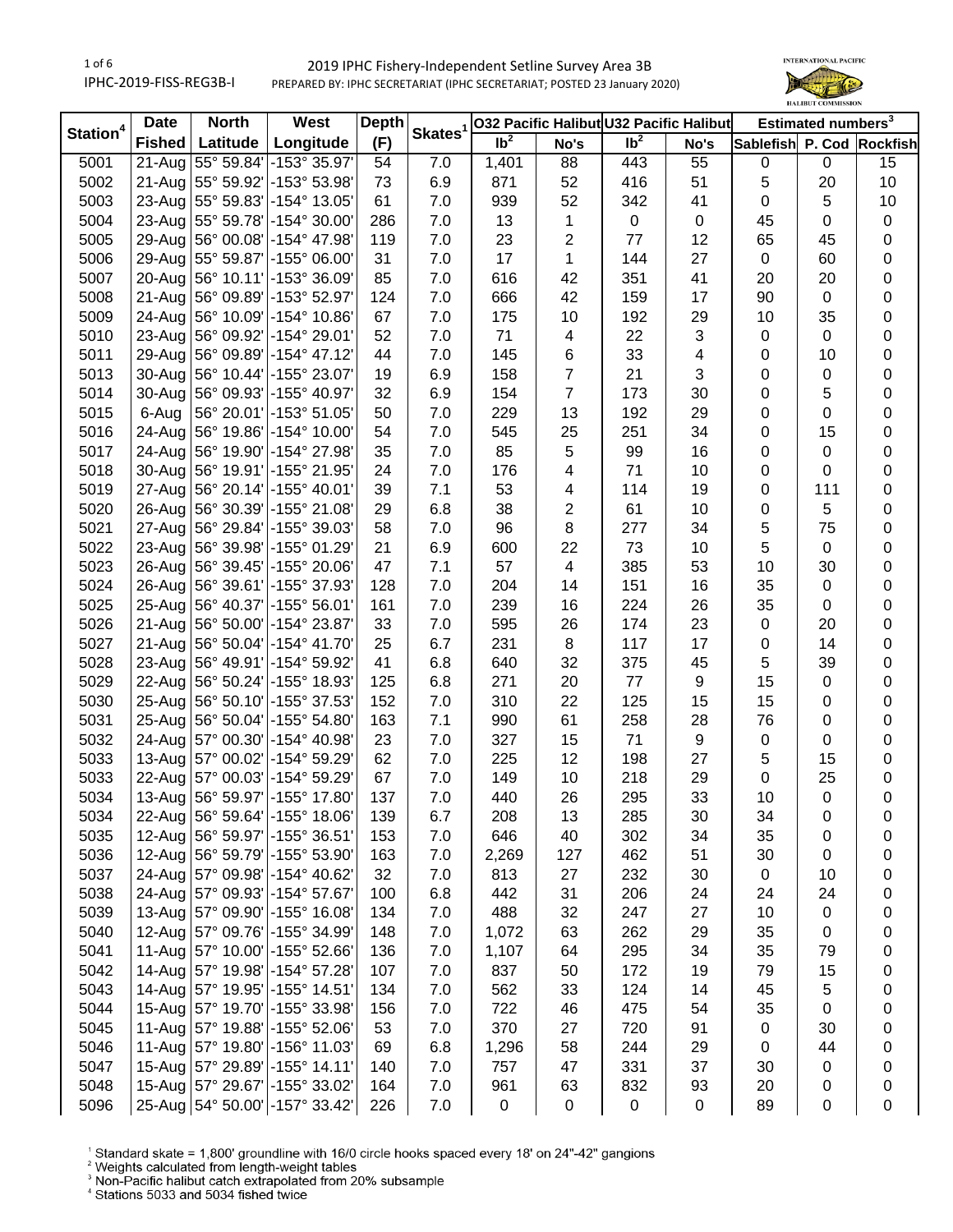IPHC-2019-FISS-REG3B-I

## 2019 IPHC Fishery-Independent Setline Survey Area 3B

PREPARED BY: IPHC SECRETARIAT (IPHC SECRETARIAT; POSTED 23 January 2020)

| Station[4] | Date | North | West | Depth | Skates[1] | O32 Pacific Halibut | | U32 Pacific Halibut | | Estimated numbers[3] | | |
|---|---|---|---|---|---|---|---|---|---|---|---|---|
| | Fished | Latitude | Longitude | (F) | | lb[2] | No's | lb[2] | No's | Sablefish | P. Cod | Rockfish |
| 5001 | 21-Aug | 55° 59.84' | -153° 35.97' | 54 | 7.0 | 1,401 | 88 | 443 | 55 | 0 | 0 | 15 |
| 5002 | 21-Aug | 55° 59.92' | -153° 53.98' | 73 | 6.9 | 871 | 52 | 416 | 51 | 5 | 20 | 10 |
| 5003 | 23-Aug | 55° 59.83' | -154° 13.05' | 61 | 7.0 | 939 | 52 | 342 | 41 | 0 | 5 | 10 |
| 5004 | 23-Aug | 55° 59.78' | -154° 30.00' | 286 | 7.0 | 13 | 1 | 0 | 0 | 45 | 0 | 0 |
| 5005 | 29-Aug | 56° 00.08' | -154° 47.98' | 119 | 7.0 | 23 | 2 | 77 | 12 | 65 | 45 | 0 |
| 5006 | 29-Aug | 55° 59.87' | -155° 06.00' | 31 | 7.0 | 17 | 1 | 144 | 27 | 0 | 60 | 0 |
| 5007 | 20-Aug | 56° 10.11' | -153° 36.09' | 85 | 7.0 | 616 | 42 | 351 | 41 | 20 | 20 | 0 |
| 5008 | 21-Aug | 56° 09.89' | -153° 52.97' | 124 | 7.0 | 666 | 42 | 159 | 17 | 90 | 0 | 0 |
| 5009 | 24-Aug | 56° 10.09' | -154° 10.86' | 67 | 7.0 | 175 | 10 | 192 | 29 | 10 | 35 | 0 |
| 5010 | 23-Aug | 56° 09.92' | -154° 29.01' | 52 | 7.0 | 71 | 4 | 22 | 3 | 0 | 0 | 0 |
| 5011 | 29-Aug | 56° 09.89' | -154° 47.12' | 44 | 7.0 | 145 | 6 | 33 | 4 | 0 | 10 | 0 |
| 5013 | 30-Aug | 56° 10.44' | -155° 23.07' | 19 | 6.9 | 158 | 7 | 21 | 3 | 0 | 0 | 0 |
| 5014 | 30-Aug | 56° 09.93' | -155° 40.97' | 32 | 6.9 | 154 | 7 | 173 | 30 | 0 | 5 | 0 |
| 5015 | 6-Aug | 56° 20.01' | -153° 51.05' | 50 | 7.0 | 229 | 13 | 192 | 29 | 0 | 0 | 0 |
| 5016 | 24-Aug | 56° 19.86' | -154° 10.00' | 54 | 7.0 | 545 | 25 | 251 | 34 | 0 | 15 | 0 |
| 5017 | 24-Aug | 56° 19.90' | -154° 27.98' | 35 | 7.0 | 85 | 5 | 99 | 16 | 0 | 0 | 0 |
| 5018 | 30-Aug | 56° 19.91' | -155° 21.95' | 24 | 7.0 | 176 | 4 | 71 | 10 | 0 | 0 | 0 |
| 5019 | 27-Aug | 56° 20.14' | -155° 40.01' | 39 | 7.1 | 53 | 4 | 114 | 19 | 0 | 111 | 0 |
| 5020 | 26-Aug | 56° 30.39' | -155° 21.08' | 29 | 6.8 | 38 | 2 | 61 | 10 | 0 | 5 | 0 |
| 5021 | 27-Aug | 56° 29.84' | -155° 39.03' | 58 | 7.0 | 96 | 8 | 277 | 34 | 5 | 75 | 0 |
| 5022 | 23-Aug | 56° 39.98' | -155° 01.29' | 21 | 6.9 | 600 | 22 | 73 | 10 | 5 | 0 | 0 |
| 5023 | 26-Aug | 56° 39.45' | -155° 20.06' | 47 | 7.1 | 57 | 4 | 385 | 53 | 10 | 30 | 0 |
| 5024 | 26-Aug | 56° 39.61' | -155° 37.93' | 128 | 7.0 | 204 | 14 | 151 | 16 | 35 | 0 | 0 |
| 5025 | 25-Aug | 56° 40.37' | -155° 56.01' | 161 | 7.0 | 239 | 16 | 224 | 26 | 35 | 0 | 0 |
| 5026 | 21-Aug | 56° 50.00' | -154° 23.87' | 33 | 7.0 | 595 | 26 | 174 | 23 | 0 | 20 | 0 |
| 5027 | 21-Aug | 56° 50.04' | -154° 41.70' | 25 | 6.7 | 231 | 8 | 117 | 17 | 0 | 14 | 0 |
| 5028 | 23-Aug | 56° 49.91' | -154° 59.92' | 41 | 6.8 | 640 | 32 | 375 | 45 | 5 | 39 | 0 |
| 5029 | 22-Aug | 56° 50.24' | -155° 18.93' | 125 | 6.8 | 271 | 20 | 77 | 9 | 15 | 0 | 0 |
| 5030 | 25-Aug | 56° 50.10' | -155° 37.53' | 152 | 7.0 | 310 | 22 | 125 | 15 | 15 | 0 | 0 |
| 5031 | 25-Aug | 56° 50.04' | -155° 54.80' | 163 | 7.1 | 990 | 61 | 258 | 28 | 76 | 0 | 0 |
| 5032 | 24-Aug | 57° 00.30' | -154° 40.98' | 23 | 7.0 | 327 | 15 | 71 | 9 | 0 | 0 | 0 |
| 5033 | 13-Aug | 57° 00.02' | -154° 59.29' | 62 | 7.0 | 225 | 12 | 198 | 27 | 5 | 15 | 0 |
| 5033 | 22-Aug | 57° 00.03' | -154° 59.29' | 67 | 7.0 | 149 | 10 | 218 | 29 | 0 | 25 | 0 |
| 5034 | 13-Aug | 56° 59.97' | -155° 17.80' | 137 | 7.0 | 440 | 26 | 295 | 33 | 10 | 0 | 0 |
| 5034 | 22-Aug | 56° 59.64' | -155° 18.06' | 139 | 6.7 | 208 | 13 | 285 | 30 | 34 | 0 | 0 |
| 5035 | 12-Aug | 56° 59.97' | -155° 36.51' | 153 | 7.0 | 646 | 40 | 302 | 34 | 35 | 0 | 0 |
| 5036 | 12-Aug | 56° 59.79' | -155° 53.90' | 163 | 7.0 | 2,269 | 127 | 462 | 51 | 30 | 0 | 0 |
| 5037 | 24-Aug | 57° 09.98' | -154° 40.62' | 32 | 7.0 | 813 | 27 | 232 | 30 | 0 | 10 | 0 |
| 5038 | 24-Aug | 57° 09.93' | -154° 57.67' | 100 | 6.8 | 442 | 31 | 206 | 24 | 24 | 24 | 0 |
| 5039 | 13-Aug | 57° 09.90' | -155° 16.08' | 134 | 7.0 | 488 | 32 | 247 | 27 | 10 | 0 | 0 |
| 5040 | 12-Aug | 57° 09.76' | -155° 34.99' | 148 | 7.0 | 1,072 | 63 | 262 | 29 | 35 | 0 | 0 |
| 5041 | 11-Aug | 57° 10.00' | -155° 52.66' | 136 | 7.0 | 1,107 | 64 | 295 | 34 | 35 | 79 | 0 |
| 5042 | 14-Aug | 57° 19.98' | -154° 57.28' | 107 | 7.0 | 837 | 50 | 172 | 19 | 79 | 15 | 0 |
| 5043 | 14-Aug | 57° 19.95' | -155° 14.51' | 134 | 7.0 | 562 | 33 | 124 | 14 | 45 | 5 | 0 |
| 5044 | 15-Aug | 57° 19.70' | -155° 33.98' | 156 | 7.0 | 722 | 46 | 475 | 54 | 35 | 0 | 0 |
| 5045 | 11-Aug | 57° 19.88' | -155° 52.06' | 53 | 7.0 | 370 | 27 | 720 | 91 | 0 | 30 | 0 |
| 5046 | 11-Aug | 57° 19.80' | -156° 11.03' | 69 | 6.8 | 1,296 | 58 | 244 | 29 | 0 | 44 | 0 |
| 5047 | 15-Aug | 57° 29.89' | -155° 14.11' | 140 | 7.0 | 757 | 47 | 331 | 37 | 30 | 0 | 0 |
| 5048 | 15-Aug | 57° 29.67' | -155° 33.02' | 164 | 7.0 | 961 | 63 | 832 | 93 | 20 | 0 | 0 |
| 5096 | 25-Aug | 54° 50.00' | -157° 33.42' | 226 | 7.0 | 0 | 0 | 0 | 0 | 89 | 0 | 0 |

[1] Standard skate = 1,800' groundline with 16/0 circle hooks spaced every 18' on 24"-42" gangions
[2] Weights calculated from length-weight tables
[3] Non-Pacific halibut catch extrapolated from 20% subsample
[4] Stations 5033 and 5034 fished twice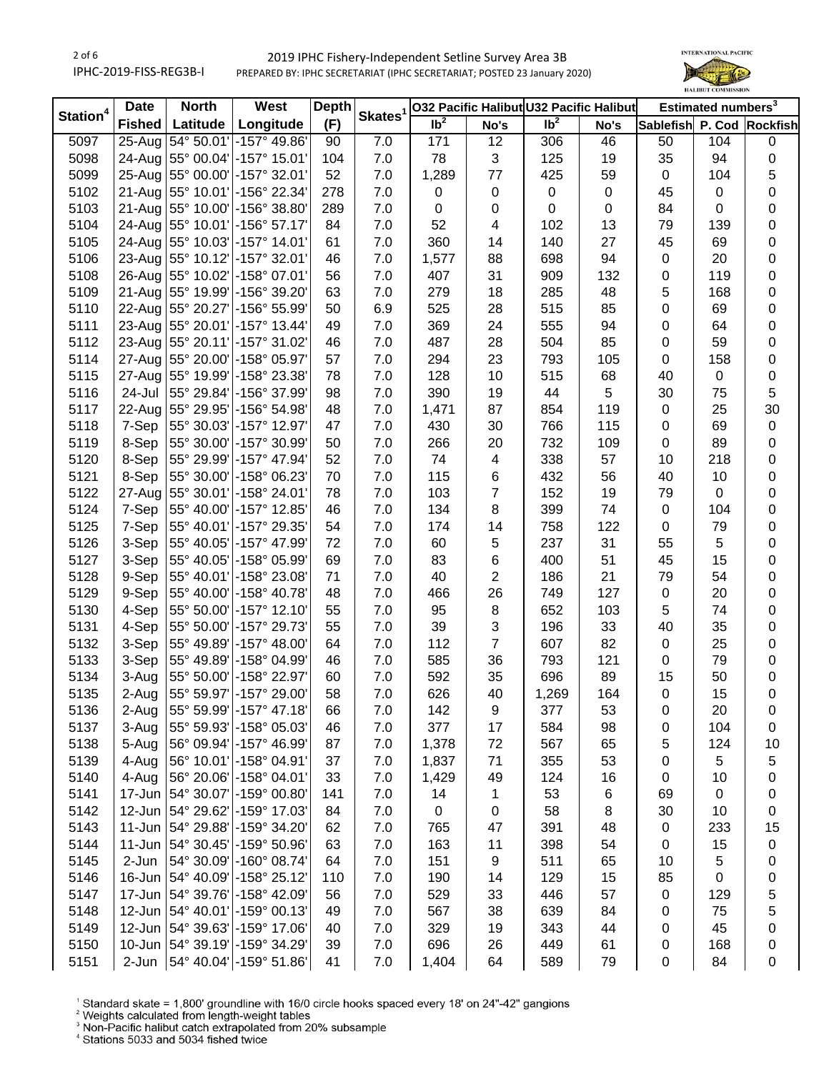| Station[4] | Date | North | West | Depth | Skates[1] | O32 Pacific Halibut | | U32 Pacific Halibut | | Estimated numbers[3] | | |
|---|---|---|---|---|---|---|---|---|---|---|---|---|
| | Fished | Latitude | Longitude | (F) | | lb[2] | No's | lb[2] | No's | Sablefish | P. Cod | Rockfish |
| 5097 | 25-Aug | 54° 50.01' | -157° 49.86' | 90 | 7.0 | 171 | 12 | 306 | 46 | 50 | 104 | 0 |
| 5098 | 24-Aug | 55° 00.04' | -157° 15.01' | 104 | 7.0 | 78 | 3 | 125 | 19 | 35 | 94 | 0 |
| 5099 | 25-Aug | 55° 00.00' | -157° 32.01' | 52 | 7.0 | 1,289 | 77 | 425 | 59 | 0 | 104 | 5 |
| 5102 | 21-Aug | 55° 10.01' | -156° 22.34' | 278 | 7.0 | 0 | 0 | 0 | 0 | 45 | 0 | 0 |
| 5103 | 21-Aug | 55° 10.00' | -156° 38.80' | 289 | 7.0 | 0 | 0 | 0 | 0 | 84 | 0 | 0 |
| 5104 | 24-Aug | 55° 10.01' | -156° 57.17' | 84 | 7.0 | 52 | 4 | 102 | 13 | 79 | 139 | 0 |
| 5105 | 24-Aug | 55° 10.03' | -157° 14.01' | 61 | 7.0 | 360 | 14 | 140 | 27 | 45 | 69 | 0 |
| 5106 | 23-Aug | 55° 10.12' | -157° 32.01' | 46 | 7.0 | 1,577 | 88 | 698 | 94 | 0 | 20 | 0 |
| 5108 | 26-Aug | 55° 10.02' | -158° 07.01' | 56 | 7.0 | 407 | 31 | 909 | 132 | 0 | 119 | 0 |
| 5109 | 21-Aug | 55° 19.99' | -156° 39.20' | 63 | 7.0 | 279 | 18 | 285 | 48 | 5 | 168 | 0 |
| 5110 | 22-Aug | 55° 20.27' | -156° 55.99' | 50 | 6.9 | 525 | 28 | 515 | 85 | 0 | 69 | 0 |
| 5111 | 23-Aug | 55° 20.01' | -157° 13.44' | 49 | 7.0 | 369 | 24 | 555 | 94 | 0 | 64 | 0 |
| 5112 | 23-Aug | 55° 20.11' | -157° 31.02' | 46 | 7.0 | 487 | 28 | 504 | 85 | 0 | 59 | 0 |
| 5114 | 27-Aug | 55° 20.00' | -158° 05.97' | 57 | 7.0 | 294 | 23 | 793 | 105 | 0 | 158 | 0 |
| 5115 | 27-Aug | 55° 19.99' | -158° 23.38' | 78 | 7.0 | 128 | 10 | 515 | 68 | 40 | 0 | 0 |
| 5116 | 24-Jul | 55° 29.84' | -156° 37.99' | 98 | 7.0 | 390 | 19 | 44 | 5 | 30 | 75 | 5 |
| 5117 | 22-Aug | 55° 29.95' | -156° 54.98' | 48 | 7.0 | 1,471 | 87 | 854 | 119 | 0 | 25 | 30 |
| 5118 | 7-Sep | 55° 30.03' | -157° 12.97' | 47 | 7.0 | 430 | 30 | 766 | 115 | 0 | 69 | 0 |
| 5119 | 8-Sep | 55° 30.00' | -157° 30.99' | 50 | 7.0 | 266 | 20 | 732 | 109 | 0 | 89 | 0 |
| 5120 | 8-Sep | 55° 29.99' | -157° 47.94' | 52 | 7.0 | 74 | 4 | 338 | 57 | 10 | 218 | 0 |
| 5121 | 8-Sep | 55° 30.00' | -158° 06.23' | 70 | 7.0 | 115 | 6 | 432 | 56 | 40 | 10 | 0 |
| 5122 | 27-Aug | 55° 30.01' | -158° 24.01' | 78 | 7.0 | 103 | 7 | 152 | 19 | 79 | 0 | 0 |
| 5124 | 7-Sep | 55° 40.00' | -157° 12.85' | 46 | 7.0 | 134 | 8 | 399 | 74 | 0 | 104 | 0 |
| 5125 | 7-Sep | 55° 40.01' | -157° 29.35' | 54 | 7.0 | 174 | 14 | 758 | 122 | 0 | 79 | 0 |
| 5126 | 3-Sep | 55° 40.05' | -157° 47.99' | 72 | 7.0 | 60 | 5 | 237 | 31 | 55 | 5 | 0 |
| 5127 | 3-Sep | 55° 40.05' | -158° 05.99' | 69 | 7.0 | 83 | 6 | 400 | 51 | 45 | 15 | 0 |
| 5128 | 9-Sep | 55° 40.01' | -158° 23.08' | 71 | 7.0 | 40 | 2 | 186 | 21 | 79 | 54 | 0 |
| 5129 | 9-Sep | 55° 40.00' | -158° 40.78' | 48 | 7.0 | 466 | 26 | 749 | 127 | 0 | 20 | 0 |
| 5130 | 4-Sep | 55° 50.00' | -157° 12.10' | 55 | 7.0 | 95 | 8 | 652 | 103 | 5 | 74 | 0 |
| 5131 | 4-Sep | 55° 50.00' | -157° 29.73' | 55 | 7.0 | 39 | 3 | 196 | 33 | 40 | 35 | 0 |
| 5132 | 3-Sep | 55° 49.89' | -157° 48.00' | 64 | 7.0 | 112 | 7 | 607 | 82 | 0 | 25 | 0 |
| 5133 | 3-Sep | 55° 49.89' | -158° 04.99' | 46 | 7.0 | 585 | 36 | 793 | 121 | 0 | 79 | 0 |
| 5134 | 3-Aug | 55° 50.00' | -158° 22.97' | 60 | 7.0 | 592 | 35 | 696 | 89 | 15 | 50 | 0 |
| 5135 | 2-Aug | 55° 59.97' | -157° 29.00' | 58 | 7.0 | 626 | 40 | 1,269 | 164 | 0 | 15 | 0 |
| 5136 | 2-Aug | 55° 59.99' | -157° 47.18' | 66 | 7.0 | 142 | 9 | 377 | 53 | 0 | 20 | 0 |
| 5137 | 3-Aug | 55° 59.93' | -158° 05.03' | 46 | 7.0 | 377 | 17 | 584 | 98 | 0 | 104 | 0 |
| 5138 | 5-Aug | 56° 09.94' | -157° 46.99' | 87 | 7.0 | 1,378 | 72 | 567 | 65 | 5 | 124 | 10 |
| 5139 | 4-Aug | 56° 10.01' | -158° 04.91' | 37 | 7.0 | 1,837 | 71 | 355 | 53 | 0 | 5 | 5 |
| 5140 | 4-Aug | 56° 20.06' | -158° 04.01' | 33 | 7.0 | 1,429 | 49 | 124 | 16 | 0 | 10 | 0 |
| 5141 | 17-Jun | 54° 30.07' | -159° 00.80' | 141 | 7.0 | 14 | 1 | 53 | 6 | 69 | 0 | 0 |
| 5142 | 12-Jun | 54° 29.62' | -159° 17.03' | 84 | 7.0 | 0 | 0 | 58 | 8 | 30 | 10 | 0 |
| 5143 | 11-Jun | 54° 29.88' | -159° 34.20' | 62 | 7.0 | 765 | 47 | 391 | 48 | 0 | 233 | 15 |
| 5144 | 11-Jun | 54° 30.45' | -159° 50.96' | 63 | 7.0 | 163 | 11 | 398 | 54 | 0 | 15 | 0 |
| 5145 | 2-Jun | 54° 30.09' | -160° 08.74' | 64 | 7.0 | 151 | 9 | 511 | 65 | 10 | 5 | 0 |
| 5146 | 16-Jun | 54° 40.09' | -158° 25.12' | 110 | 7.0 | 190 | 14 | 129 | 15 | 85 | 0 | 0 |
| 5147 | 17-Jun | 54° 39.76' | -158° 42.09' | 56 | 7.0 | 529 | 33 | 446 | 57 | 0 | 129 | 5 |
| 5148 | 12-Jun | 54° 40.01' | -159° 00.13' | 49 | 7.0 | 567 | 38 | 639 | 84 | 0 | 75 | 5 |
| 5149 | 12-Jun | 54° 39.63' | -159° 17.06' | 40 | 7.0 | 329 | 19 | 343 | 44 | 0 | 45 | 0 |
| 5150 | 10-Jun | 54° 39.19' | -159° 34.29' | 39 | 7.0 | 696 | 26 | 449 | 61 | 0 | 168 | 0 |
| 5151 | 2-Jun | 54° 40.04' | -159° 51.86' | 41 | 7.0 | 1,404 | 64 | 589 | 79 | 0 | 84 | 0 |

[1] Standard skate = 1,800' groundline with 16/0 circle hooks spaced every 18' on 24"-42" gangions
[2] Weights calculated from length-weight tables
[3] Non-Pacific halibut catch extrapolated from 20% subsample
[4] Stations 5033 and 5034 fished twice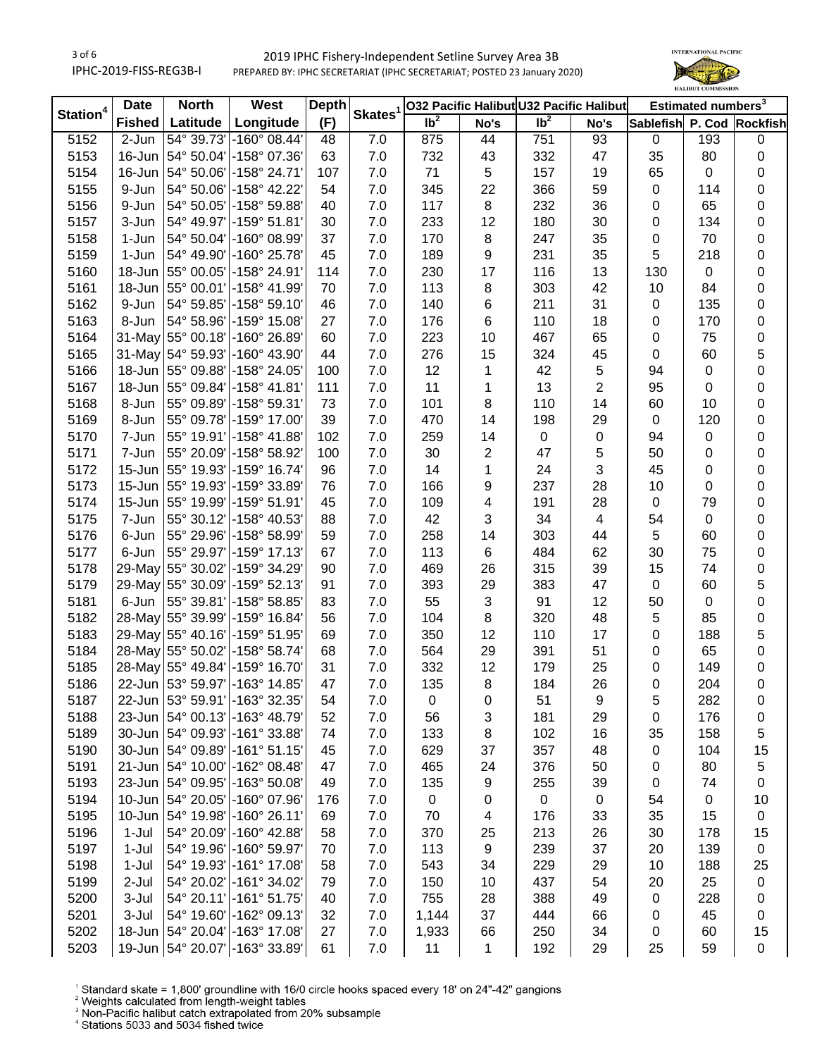| Station[4] | Date | North | West | Depth | Skates[1] | O32 Pacific Halibut | | U32 Pacific Halibut | | Estimated numbers[3] | | |
|---|---|---|---|---|---|---|---|---|---|---|---|---|
| | Fished | Latitude | Longitude | (F) | | lb[2] | No's | lb[2] | No's | Sablefish | P. Cod | Rockfish |
| 5152 | 2-Jun | 54° 39.73' | -160° 08.44' | 48 | 7.0 | 875 | 44 | 751 | 93 | 0 | 193 | 0 |
| 5153 | 16-Jun | 54° 50.04' | -158° 07.36' | 63 | 7.0 | 732 | 43 | 332 | 47 | 35 | 80 | 0 |
| 5154 | 16-Jun | 54° 50.06' | -158° 24.71' | 107 | 7.0 | 71 | 5 | 157 | 19 | 65 | 0 | 0 |
| 5155 | 9-Jun | 54° 50.06' | -158° 42.22' | 54 | 7.0 | 345 | 22 | 366 | 59 | 0 | 114 | 0 |
| 5156 | 9-Jun | 54° 50.05' | -158° 59.88' | 40 | 7.0 | 117 | 8 | 232 | 36 | 0 | 65 | 0 |
| 5157 | 3-Jun | 54° 49.97' | -159° 51.81' | 30 | 7.0 | 233 | 12 | 180 | 30 | 0 | 134 | 0 |
| 5158 | 1-Jun | 54° 50.04' | -160° 08.99' | 37 | 7.0 | 170 | 8 | 247 | 35 | 0 | 70 | 0 |
| 5159 | 1-Jun | 54° 49.90' | -160° 25.78' | 45 | 7.0 | 189 | 9 | 231 | 35 | 5 | 218 | 0 |
| 5160 | 18-Jun | 55° 00.05' | -158° 24.91' | 114 | 7.0 | 230 | 17 | 116 | 13 | 130 | 0 | 0 |
| 5161 | 18-Jun | 55° 00.01' | -158° 41.99' | 70 | 7.0 | 113 | 8 | 303 | 42 | 10 | 84 | 0 |
| 5162 | 9-Jun | 54° 59.85' | -158° 59.10' | 46 | 7.0 | 140 | 6 | 211 | 31 | 0 | 135 | 0 |
| 5163 | 8-Jun | 54° 58.96' | -159° 15.08' | 27 | 7.0 | 176 | 6 | 110 | 18 | 0 | 170 | 0 |
| 5164 | 31-May | 55° 00.18' | -160° 26.89' | 60 | 7.0 | 223 | 10 | 467 | 65 | 0 | 75 | 0 |
| 5165 | 31-May | 54° 59.93' | -160° 43.90' | 44 | 7.0 | 276 | 15 | 324 | 45 | 0 | 60 | 5 |
| 5166 | 18-Jun | 55° 09.88' | -158° 24.05' | 100 | 7.0 | 12 | 1 | 42 | 5 | 94 | 0 | 0 |
| 5167 | 18-Jun | 55° 09.84' | -158° 41.81' | 111 | 7.0 | 11 | 1 | 13 | 2 | 95 | 0 | 0 |
| 5168 | 8-Jun | 55° 09.89' | -158° 59.31' | 73 | 7.0 | 101 | 8 | 110 | 14 | 60 | 10 | 0 |
| 5169 | 8-Jun | 55° 09.78' | -159° 17.00' | 39 | 7.0 | 470 | 14 | 198 | 29 | 0 | 120 | 0 |
| 5170 | 7-Jun | 55° 19.91' | -158° 41.88' | 102 | 7.0 | 259 | 14 | 0 | 0 | 94 | 0 | 0 |
| 5171 | 7-Jun | 55° 20.09' | -158° 58.92' | 100 | 7.0 | 30 | 2 | 47 | 5 | 50 | 0 | 0 |
| 5172 | 15-Jun | 55° 19.93' | -159° 16.74' | 96 | 7.0 | 14 | 1 | 24 | 3 | 45 | 0 | 0 |
| 5173 | 15-Jun | 55° 19.93' | -159° 33.89' | 76 | 7.0 | 166 | 9 | 237 | 28 | 10 | 0 | 0 |
| 5174 | 15-Jun | 55° 19.99' | -159° 51.91' | 45 | 7.0 | 109 | 4 | 191 | 28 | 0 | 79 | 0 |
| 5175 | 7-Jun | 55° 30.12' | -158° 40.53' | 88 | 7.0 | 42 | 3 | 34 | 4 | 54 | 0 | 0 |
| 5176 | 6-Jun | 55° 29.96' | -158° 58.99' | 59 | 7.0 | 258 | 14 | 303 | 44 | 5 | 60 | 0 |
| 5177 | 6-Jun | 55° 29.97' | -159° 17.13' | 67 | 7.0 | 113 | 6 | 484 | 62 | 30 | 75 | 0 |
| 5178 | 29-May | 55° 30.02' | -159° 34.29' | 90 | 7.0 | 469 | 26 | 315 | 39 | 15 | 74 | 0 |
| 5179 | 29-May | 55° 30.09' | -159° 52.13' | 91 | 7.0 | 393 | 29 | 383 | 47 | 0 | 60 | 5 |
| 5181 | 6-Jun | 55° 39.81' | -158° 58.85' | 83 | 7.0 | 55 | 3 | 91 | 12 | 50 | 0 | 0 |
| 5182 | 28-May | 55° 39.99' | -159° 16.84' | 56 | 7.0 | 104 | 8 | 320 | 48 | 5 | 85 | 0 |
| 5183 | 29-May | 55° 40.16' | -159° 51.95' | 69 | 7.0 | 350 | 12 | 110 | 17 | 0 | 188 | 5 |
| 5184 | 28-May | 55° 50.02' | -158° 58.74' | 68 | 7.0 | 564 | 29 | 391 | 51 | 0 | 65 | 0 |
| 5185 | 28-May | 55° 49.84' | -159° 16.70' | 31 | 7.0 | 332 | 12 | 179 | 25 | 0 | 149 | 0 |
| 5186 | 22-Jun | 53° 59.97' | -163° 14.85' | 47 | 7.0 | 135 | 8 | 184 | 26 | 0 | 204 | 0 |
| 5187 | 22-Jun | 53° 59.91' | -163° 32.35' | 54 | 7.0 | 0 | 0 | 51 | 9 | 5 | 282 | 0 |
| 5188 | 23-Jun | 54° 00.13' | -163° 48.79' | 52 | 7.0 | 56 | 3 | 181 | 29 | 0 | 176 | 0 |
| 5189 | 30-Jun | 54° 09.93' | -161° 33.88' | 74 | 7.0 | 133 | 8 | 102 | 16 | 35 | 158 | 5 |
| 5190 | 30-Jun | 54° 09.89' | -161° 51.15' | 45 | 7.0 | 629 | 37 | 357 | 48 | 0 | 104 | 15 |
| 5191 | 21-Jun | 54° 10.00' | -162° 08.48' | 47 | 7.0 | 465 | 24 | 376 | 50 | 0 | 80 | 5 |
| 5193 | 23-Jun | 54° 09.95' | -163° 50.08' | 49 | 7.0 | 135 | 9 | 255 | 39 | 0 | 74 | 0 |
| 5194 | 10-Jun | 54° 20.05' | -160° 07.96' | 176 | 7.0 | 0 | 0 | 0 | 0 | 54 | 0 | 10 |
| 5195 | 10-Jun | 54° 19.98' | -160° 26.11' | 69 | 7.0 | 70 | 4 | 176 | 33 | 35 | 15 | 0 |
| 5196 | 1-Jul | 54° 20.09' | -160° 42.88' | 58 | 7.0 | 370 | 25 | 213 | 26 | 30 | 178 | 15 |
| 5197 | 1-Jul | 54° 19.96' | -160° 59.97' | 70 | 7.0 | 113 | 9 | 239 | 37 | 20 | 139 | 0 |
| 5198 | 1-Jul | 54° 19.93' | -161° 17.08' | 58 | 7.0 | 543 | 34 | 229 | 29 | 10 | 188 | 25 |
| 5199 | 2-Jul | 54° 20.02' | -161° 34.02' | 79 | 7.0 | 150 | 10 | 437 | 54 | 20 | 25 | 0 |
| 5200 | 3-Jul | 54° 20.11' | -161° 51.75' | 40 | 7.0 | 755 | 28 | 388 | 49 | 0 | 228 | 0 |
| 5201 | 3-Jul | 54° 19.60' | -162° 09.13' | 32 | 7.0 | 1,144 | 37 | 444 | 66 | 0 | 45 | 0 |
| 5202 | 18-Jun | 54° 20.04' | -163° 17.08' | 27 | 7.0 | 1,933 | 66 | 250 | 34 | 0 | 60 | 15 |
| 5203 | 19-Jun | 54° 20.07' | -163° 33.89' | 61 | 7.0 | 11 | 1 | 192 | 29 | 25 | 59 | 0 |

[1] Standard skate = 1,800' groundline with 16/0 circle hooks spaced every 18' on 24"-42" gangions
[2] Weights calculated from length-weight tables
[3] Non-Pacific halibut catch extrapolated from 20% subsample
[4] Stations 5033 and 5034 fished twice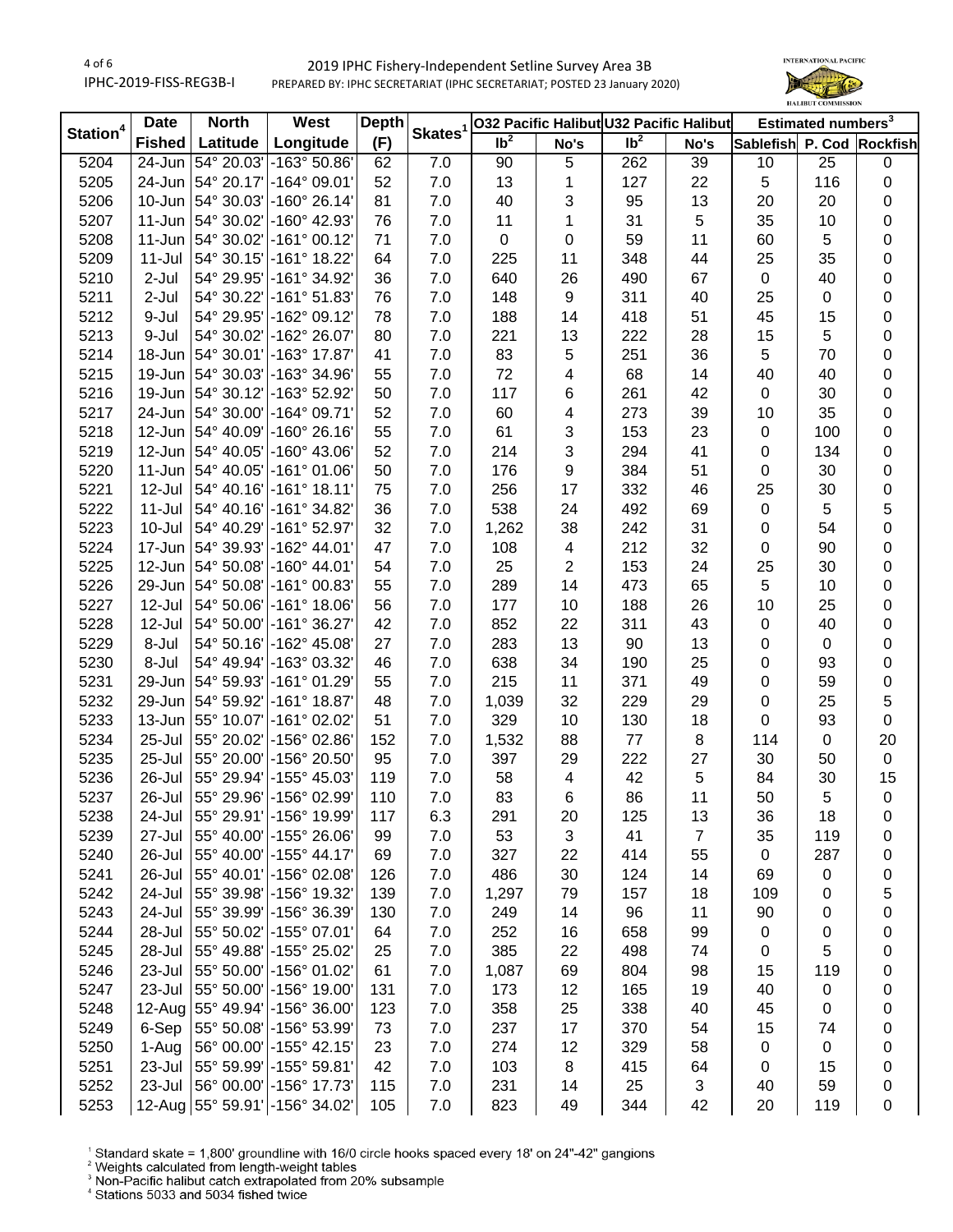# 2019 IPHC Fishery-Independent Setline Survey Area 3B

PREPARED BY: IPHC SECRETARIAT (IPHC SECRETARIAT; POSTED 23 January 2020)

| Station[4] | Date | North | West | Depth | Skates[1] | O32 Pacific Halibut | | U32 Pacific Halibut | | Estimated numbers[3] | | |
|---|---|---|---|---|---|---|---|---|---|---|---|---|
| | Fished | Latitude | Longitude | (F) | | lb[2] | No's | lb[2] | No's | Sablefish | P. Cod | Rockfish |
| 5204 | 24-Jun | 54° 20.03' | -163° 50.86' | 62 | 7.0 | 90 | 5 | 262 | 39 | 10 | 25 | 0 |
| 5205 | 24-Jun | 54° 20.17' | -164° 09.01' | 52 | 7.0 | 13 | 1 | 127 | 22 | 5 | 116 | 0 |
| 5206 | 10-Jun | 54° 30.03' | -160° 26.14' | 81 | 7.0 | 40 | 3 | 95 | 13 | 20 | 20 | 0 |
| 5207 | 11-Jun | 54° 30.02' | -160° 42.93' | 76 | 7.0 | 11 | 1 | 31 | 5 | 35 | 10 | 0 |
| 5208 | 11-Jun | 54° 30.02' | -161° 00.12' | 71 | 7.0 | 0 | 0 | 59 | 11 | 60 | 5 | 0 |
| 5209 | 11-Jul | 54° 30.15' | -161° 18.22' | 64 | 7.0 | 225 | 11 | 348 | 44 | 25 | 35 | 0 |
| 5210 | 2-Jul | 54° 29.95' | -161° 34.92' | 36 | 7.0 | 640 | 26 | 490 | 67 | 0 | 40 | 0 |
| 5211 | 2-Jul | 54° 30.22' | -161° 51.83' | 76 | 7.0 | 148 | 9 | 311 | 40 | 25 | 0 | 0 |
| 5212 | 9-Jul | 54° 29.95' | -162° 09.12' | 78 | 7.0 | 188 | 14 | 418 | 51 | 45 | 15 | 0 |
| 5213 | 9-Jul | 54° 30.02' | -162° 26.07' | 80 | 7.0 | 221 | 13 | 222 | 28 | 15 | 5 | 0 |
| 5214 | 18-Jun | 54° 30.01' | -163° 17.87' | 41 | 7.0 | 83 | 5 | 251 | 36 | 5 | 70 | 0 |
| 5215 | 19-Jun | 54° 30.03' | -163° 34.96' | 55 | 7.0 | 72 | 4 | 68 | 14 | 40 | 40 | 0 |
| 5216 | 19-Jun | 54° 30.12' | -163° 52.92' | 50 | 7.0 | 117 | 6 | 261 | 42 | 0 | 30 | 0 |
| 5217 | 24-Jun | 54° 30.00' | -164° 09.71' | 52 | 7.0 | 60 | 4 | 273 | 39 | 10 | 35 | 0 |
| 5218 | 12-Jun | 54° 40.09' | -160° 26.16' | 55 | 7.0 | 61 | 3 | 153 | 23 | 0 | 100 | 0 |
| 5219 | 12-Jun | 54° 40.05' | -160° 43.06' | 52 | 7.0 | 214 | 3 | 294 | 41 | 0 | 134 | 0 |
| 5220 | 11-Jun | 54° 40.05' | -161° 01.06' | 50 | 7.0 | 176 | 9 | 384 | 51 | 0 | 30 | 0 |
| 5221 | 12-Jul | 54° 40.16' | -161° 18.11' | 75 | 7.0 | 256 | 17 | 332 | 46 | 25 | 30 | 0 |
| 5222 | 11-Jul | 54° 40.16' | -161° 34.82' | 36 | 7.0 | 538 | 24 | 492 | 69 | 0 | 5 | 5 |
| 5223 | 10-Jul | 54° 40.29' | -161° 52.97' | 32 | 7.0 | 1,262 | 38 | 242 | 31 | 0 | 54 | 0 |
| 5224 | 17-Jun | 54° 39.93' | -162° 44.01' | 47 | 7.0 | 108 | 4 | 212 | 32 | 0 | 90 | 0 |
| 5225 | 12-Jun | 54° 50.08' | -160° 44.01' | 54 | 7.0 | 25 | 2 | 153 | 24 | 25 | 30 | 0 |
| 5226 | 29-Jun | 54° 50.08' | -161° 00.83' | 55 | 7.0 | 289 | 14 | 473 | 65 | 5 | 10 | 0 |
| 5227 | 12-Jul | 54° 50.06' | -161° 18.06' | 56 | 7.0 | 177 | 10 | 188 | 26 | 10 | 25 | 0 |
| 5228 | 12-Jul | 54° 50.00' | -161° 36.27' | 42 | 7.0 | 852 | 22 | 311 | 43 | 0 | 40 | 0 |
| 5229 | 8-Jul | 54° 50.16' | -162° 45.08' | 27 | 7.0 | 283 | 13 | 90 | 13 | 0 | 0 | 0 |
| 5230 | 8-Jul | 54° 49.94' | -163° 03.32' | 46 | 7.0 | 638 | 34 | 190 | 25 | 0 | 93 | 0 |
| 5231 | 29-Jun | 54° 59.93' | -161° 01.29' | 55 | 7.0 | 215 | 11 | 371 | 49 | 0 | 59 | 0 |
| 5232 | 29-Jun | 54° 59.92' | -161° 18.87' | 48 | 7.0 | 1,039 | 32 | 229 | 29 | 0 | 25 | 5 |
| 5233 | 13-Jun | 55° 10.07' | -161° 02.02' | 51 | 7.0 | 329 | 10 | 130 | 18 | 0 | 93 | 0 |
| 5234 | 25-Jul | 55° 20.02' | -156° 02.86' | 152 | 7.0 | 1,532 | 88 | 77 | 8 | 114 | 0 | 20 |
| 5235 | 25-Jul | 55° 20.00' | -156° 20.50' | 95 | 7.0 | 397 | 29 | 222 | 27 | 30 | 50 | 0 |
| 5236 | 26-Jul | 55° 29.94' | -155° 45.03' | 119 | 7.0 | 58 | 4 | 42 | 5 | 84 | 30 | 15 |
| 5237 | 26-Jul | 55° 29.96' | -156° 02.99' | 110 | 7.0 | 83 | 6 | 86 | 11 | 50 | 5 | 0 |
| 5238 | 24-Jul | 55° 29.91' | -156° 19.99' | 117 | 6.3 | 291 | 20 | 125 | 13 | 36 | 18 | 0 |
| 5239 | 27-Jul | 55° 40.00' | -155° 26.06' | 99 | 7.0 | 53 | 3 | 41 | 7 | 35 | 119 | 0 |
| 5240 | 26-Jul | 55° 40.00' | -155° 44.17' | 69 | 7.0 | 327 | 22 | 414 | 55 | 0 | 287 | 0 |
| 5241 | 26-Jul | 55° 40.01' | -156° 02.08' | 126 | 7.0 | 486 | 30 | 124 | 14 | 69 | 0 | 0 |
| 5242 | 24-Jul | 55° 39.98' | -156° 19.32' | 139 | 7.0 | 1,297 | 79 | 157 | 18 | 109 | 0 | 5 |
| 5243 | 24-Jul | 55° 39.99' | -156° 36.39' | 130 | 7.0 | 249 | 14 | 96 | 11 | 90 | 0 | 0 |
| 5244 | 28-Jul | 55° 50.02' | -155° 07.01' | 64 | 7.0 | 252 | 16 | 658 | 99 | 0 | 0 | 0 |
| 5245 | 28-Jul | 55° 49.88' | -155° 25.02' | 25 | 7.0 | 385 | 22 | 498 | 74 | 0 | 5 | 0 |
| 5246 | 23-Jul | 55° 50.00' | -156° 01.02' | 61 | 7.0 | 1,087 | 69 | 804 | 98 | 15 | 119 | 0 |
| 5247 | 23-Jul | 55° 50.00' | -156° 19.00' | 131 | 7.0 | 173 | 12 | 165 | 19 | 40 | 0 | 0 |
| 5248 | 12-Aug | 55° 49.94' | -156° 36.00' | 123 | 7.0 | 358 | 25 | 338 | 40 | 45 | 0 | 0 |
| 5249 | 6-Sep | 55° 50.08' | -156° 53.99' | 73 | 7.0 | 237 | 17 | 370 | 54 | 15 | 74 | 0 |
| 5250 | 1-Aug | 56° 00.00' | -155° 42.15' | 23 | 7.0 | 274 | 12 | 329 | 58 | 0 | 0 | 0 |
| 5251 | 23-Jul | 55° 59.99' | -155° 59.81' | 42 | 7.0 | 103 | 8 | 415 | 64 | 0 | 15 | 0 |
| 5252 | 23-Jul | 56° 00.00' | -156° 17.73' | 115 | 7.0 | 231 | 14 | 25 | 3 | 40 | 59 | 0 |
| 5253 | 12-Aug | 55° 59.91' | -156° 34.02' | 105 | 7.0 | 823 | 49 | 344 | 42 | 20 | 119 | 0 |

[1] Standard skate = 1,800' groundline with 16/0 circle hooks spaced every 18' on 24"-42" gangions
[2] Weights calculated from length-weight tables
[3] Non-Pacific halibut catch extrapolated from 20% subsample
[4] Stations 5033 and 5034 fished twice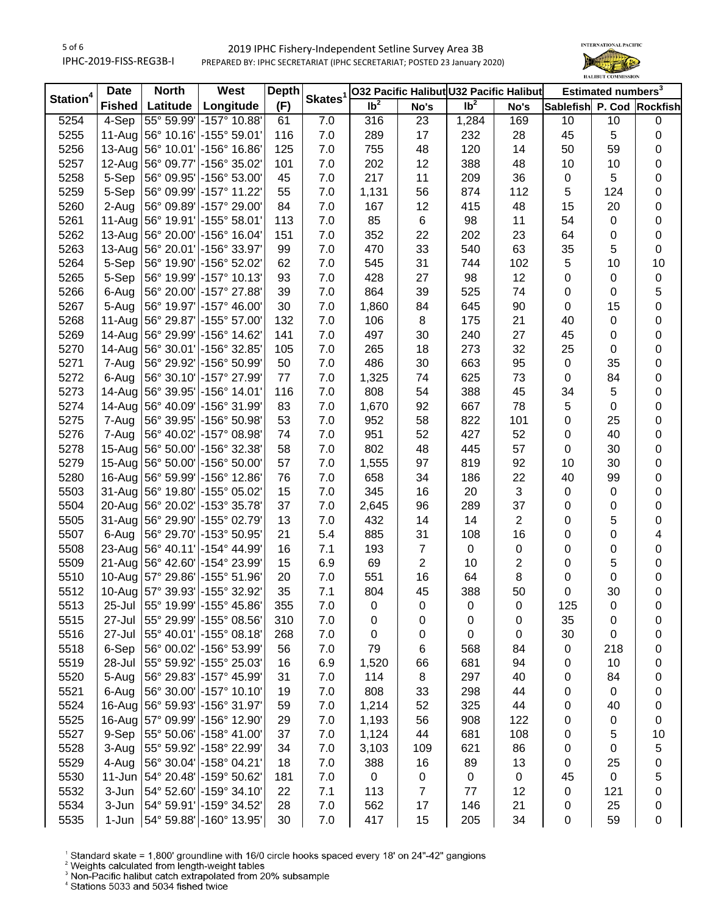| Station[4] | Date | North | West | Depth | Skates[1] | O32 Pacific Halibut | | U32 Pacific Halibut | | Estimated numbers[3] | | |
|---|---|---|---|---|---|---|---|---|---|---|---|---|
| | Fished | Latitude | Longitude | (F) | | lb[2] | No's | lb[2] | No's | Sablefish | P. Cod | Rockfish |
| 5254 | 4-Sep | 55° 59.99' | -157° 10.88' | 61 | 7.0 | 316 | 23 | 1,284 | 169 | 10 | 10 | 0 |
| 5255 | 11-Aug | 56° 10.16' | -155° 59.01' | 116 | 7.0 | 289 | 17 | 232 | 28 | 45 | 5 | 0 |
| 5256 | 13-Aug | 56° 10.01' | -156° 16.86' | 125 | 7.0 | 755 | 48 | 120 | 14 | 50 | 59 | 0 |
| 5257 | 12-Aug | 56° 09.77' | -156° 35.02' | 101 | 7.0 | 202 | 12 | 388 | 48 | 10 | 10 | 0 |
| 5258 | 5-Sep | 56° 09.95' | -156° 53.00' | 45 | 7.0 | 217 | 11 | 209 | 36 | 0 | 5 | 0 |
| 5259 | 5-Sep | 56° 09.99' | -157° 11.22' | 55 | 7.0 | 1,131 | 56 | 874 | 112 | 5 | 124 | 0 |
| 5260 | 2-Aug | 56° 09.89' | -157° 29.00' | 84 | 7.0 | 167 | 12 | 415 | 48 | 15 | 20 | 0 |
| 5261 | 11-Aug | 56° 19.91' | -155° 58.01' | 113 | 7.0 | 85 | 6 | 98 | 11 | 54 | 0 | 0 |
| 5262 | 13-Aug | 56° 20.00' | -156° 16.04' | 151 | 7.0 | 352 | 22 | 202 | 23 | 64 | 0 | 0 |
| 5263 | 13-Aug | 56° 20.01' | -156° 33.97' | 99 | 7.0 | 470 | 33 | 540 | 63 | 35 | 5 | 0 |
| 5264 | 5-Sep | 56° 19.90' | -156° 52.02' | 62 | 7.0 | 545 | 31 | 744 | 102 | 5 | 10 | 10 |
| 5265 | 5-Sep | 56° 19.99' | -157° 10.13' | 93 | 7.0 | 428 | 27 | 98 | 12 | 0 | 0 | 0 |
| 5266 | 6-Aug | 56° 20.00' | -157° 27.88' | 39 | 7.0 | 864 | 39 | 525 | 74 | 0 | 0 | 5 |
| 5267 | 5-Aug | 56° 19.97' | -157° 46.00' | 30 | 7.0 | 1,860 | 84 | 645 | 90 | 0 | 15 | 0 |
| 5268 | 11-Aug | 56° 29.87' | -155° 57.00' | 132 | 7.0 | 106 | 8 | 175 | 21 | 40 | 0 | 0 |
| 5269 | 14-Aug | 56° 29.99' | -156° 14.62' | 141 | 7.0 | 497 | 30 | 240 | 27 | 45 | 0 | 0 |
| 5270 | 14-Aug | 56° 30.01' | -156° 32.85' | 105 | 7.0 | 265 | 18 | 273 | 32 | 25 | 0 | 0 |
| 5271 | 7-Aug | 56° 29.92' | -156° 50.99' | 50 | 7.0 | 486 | 30 | 663 | 95 | 0 | 35 | 0 |
| 5272 | 6-Aug | 56° 30.10' | -157° 27.99' | 77 | 7.0 | 1,325 | 74 | 625 | 73 | 0 | 84 | 0 |
| 5273 | 14-Aug | 56° 39.95' | -156° 14.01' | 116 | 7.0 | 808 | 54 | 388 | 45 | 34 | 5 | 0 |
| 5274 | 14-Aug | 56° 40.09' | -156° 31.99' | 83 | 7.0 | 1,670 | 92 | 667 | 78 | 5 | 0 | 0 |
| 5275 | 7-Aug | 56° 39.95' | -156° 50.98' | 53 | 7.0 | 952 | 58 | 822 | 101 | 0 | 25 | 0 |
| 5276 | 7-Aug | 56° 40.02' | -157° 08.98' | 74 | 7.0 | 951 | 52 | 427 | 52 | 0 | 40 | 0 |
| 5278 | 15-Aug | 56° 50.00' | -156° 32.38' | 58 | 7.0 | 802 | 48 | 445 | 57 | 0 | 30 | 0 |
| 5279 | 15-Aug | 56° 50.00' | -156° 50.00' | 57 | 7.0 | 1,555 | 97 | 819 | 92 | 10 | 30 | 0 |
| 5280 | 16-Aug | 56° 59.99' | -156° 12.86' | 76 | 7.0 | 658 | 34 | 186 | 22 | 40 | 99 | 0 |
| 5503 | 31-Aug | 56° 19.80' | -155° 05.02' | 15 | 7.0 | 345 | 16 | 20 | 3 | 0 | 0 | 0 |
| 5504 | 20-Aug | 56° 20.02' | -153° 35.78' | 37 | 7.0 | 2,645 | 96 | 289 | 37 | 0 | 0 | 0 |
| 5505 | 31-Aug | 56° 29.90' | -155° 02.79' | 13 | 7.0 | 432 | 14 | 14 | 2 | 0 | 5 | 0 |
| 5507 | 6-Aug | 56° 29.70' | -153° 50.95' | 21 | 5.4 | 885 | 31 | 108 | 16 | 0 | 0 | 4 |
| 5508 | 23-Aug | 56° 40.11' | -154° 44.99' | 16 | 7.1 | 193 | 7 | 0 | 0 | 0 | 0 | 0 |
| 5509 | 21-Aug | 56° 42.60' | -154° 23.99' | 15 | 6.9 | 69 | 2 | 10 | 2 | 0 | 5 | 0 |
| 5510 | 10-Aug | 57° 29.86' | -155° 51.96' | 20 | 7.0 | 551 | 16 | 64 | 8 | 0 | 0 | 0 |
| 5512 | 10-Aug | 57° 39.93' | -155° 32.92' | 35 | 7.1 | 804 | 45 | 388 | 50 | 0 | 30 | 0 |
| 5513 | 25-Jul | 55° 19.99' | -155° 45.86' | 355 | 7.0 | 0 | 0 | 0 | 0 | 125 | 0 | 0 |
| 5515 | 27-Jul | 55° 29.99' | -155° 08.56' | 310 | 7.0 | 0 | 0 | 0 | 0 | 35 | 0 | 0 |
| 5516 | 27-Jul | 55° 40.01' | -155° 08.18' | 268 | 7.0 | 0 | 0 | 0 | 0 | 30 | 0 | 0 |
| 5518 | 6-Sep | 56° 00.02' | -156° 53.99' | 56 | 7.0 | 79 | 6 | 568 | 84 | 0 | 218 | 0 |
| 5519 | 28-Jul | 55° 59.92' | -155° 25.03' | 16 | 6.9 | 1,520 | 66 | 681 | 94 | 0 | 10 | 0 |
| 5520 | 5-Aug | 56° 29.83' | -157° 45.99' | 31 | 7.0 | 114 | 8 | 297 | 40 | 0 | 84 | 0 |
| 5521 | 6-Aug | 56° 30.00' | -157° 10.10' | 19 | 7.0 | 808 | 33 | 298 | 44 | 0 | 0 | 0 |
| 5524 | 16-Aug | 56° 59.93' | -156° 31.97' | 59 | 7.0 | 1,214 | 52 | 325 | 44 | 0 | 40 | 0 |
| 5525 | 16-Aug | 57° 09.99' | -156° 12.90' | 29 | 7.0 | 1,193 | 56 | 908 | 122 | 0 | 0 | 0 |
| 5527 | 9-Sep | 55° 50.06' | -158° 41.00' | 37 | 7.0 | 1,124 | 44 | 681 | 108 | 0 | 5 | 10 |
| 5528 | 3-Aug | 55° 59.92' | -158° 22.99' | 34 | 7.0 | 3,103 | 109 | 621 | 86 | 0 | 0 | 5 |
| 5529 | 4-Aug | 56° 30.04' | -158° 04.21' | 18 | 7.0 | 388 | 16 | 89 | 13 | 0 | 25 | 0 |
| 5530 | 11-Jun | 54° 20.48' | -159° 50.62' | 181 | 7.0 | 0 | 0 | 0 | 0 | 45 | 0 | 5 |
| 5532 | 3-Jun | 54° 52.60' | -159° 34.10' | 22 | 7.1 | 113 | 7 | 77 | 12 | 0 | 121 | 0 |
| 5534 | 3-Jun | 54° 59.91' | -159° 34.52' | 28 | 7.0 | 562 | 17 | 146 | 21 | 0 | 25 | 0 |
| 5535 | 1-Jun | 54° 59.88' | -160° 13.95' | 30 | 7.0 | 417 | 15 | 205 | 34 | 0 | 59 | 0 |

[1] Standard skate = 1,800' groundline with 16/0 circle hooks spaced every 18' on 24"-42" gangions
[2] Weights calculated from length-weight tables
[3] Non-Pacific halibut catch extrapolated from 20% subsample
[4] Stations 5033 and 5034 fished twice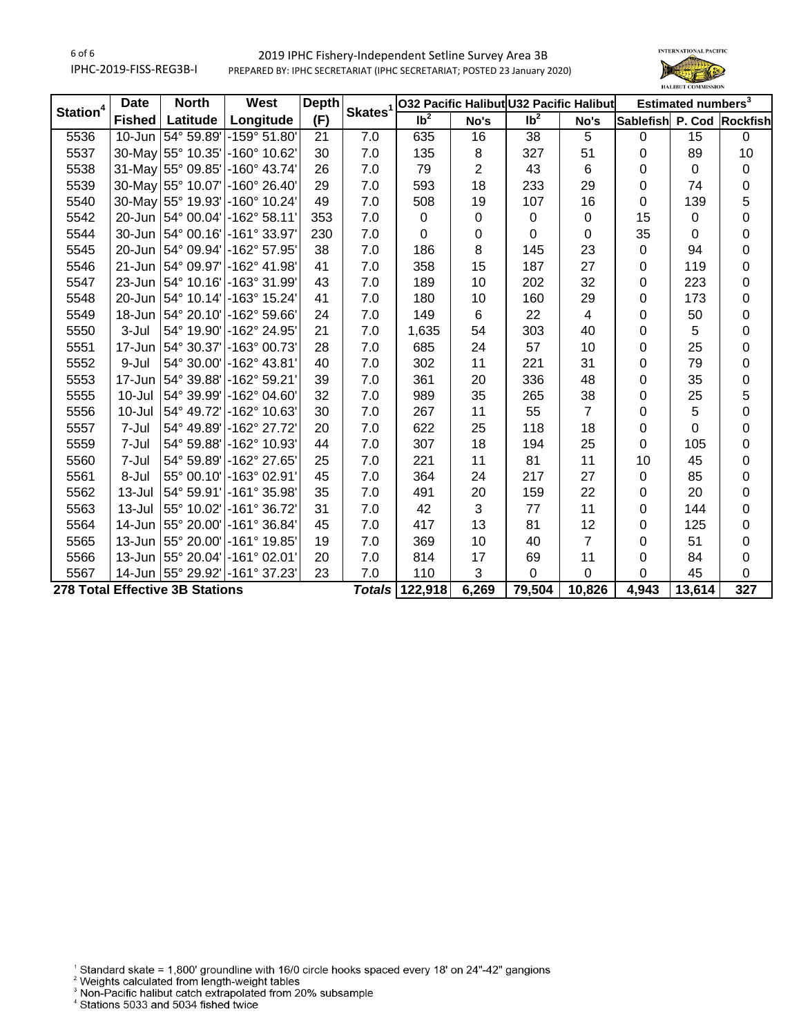2019 IPHC Fishery-Independent Setline Survey Area 3B

PREPARED BY: IPHC SECRETARIAT (IPHC SECRETARIAT; POSTED 23 January 2020)

| Station[4] | Date | North | West | Depth | Skates[1] | O32 Pacific Halibut | | U32 Pacific Halibut | | Estimated numbers[3] | | |
|---|---|---|---|---|---|---|---|---|---|---|---|---|
| | Fished | Latitude | Longitude | (F) | | lb[2] | No's | lb[2] | No's | Sablefish | P. Cod | Rockfish |
| 5536 | 10-Jun | 54° 59.89' | -159° 51.80' | 21 | 7.0 | 635 | 16 | 38 | 5 | 0 | 15 | 0 |
| 5537 | 30-May | 55° 10.35' | -160° 10.62' | 30 | 7.0 | 135 | 8 | 327 | 51 | 0 | 89 | 10 |
| 5538 | 31-May | 55° 09.85' | -160° 43.74' | 26 | 7.0 | 79 | 2 | 43 | 6 | 0 | 0 | 0 |
| 5539 | 30-May | 55° 10.07' | -160° 26.40' | 29 | 7.0 | 593 | 18 | 233 | 29 | 0 | 74 | 0 |
| 5540 | 30-May | 55° 19.93' | -160° 10.24' | 49 | 7.0 | 508 | 19 | 107 | 16 | 0 | 139 | 5 |
| 5542 | 20-Jun | 54° 00.04' | -162° 58.11' | 353 | 7.0 | 0 | 0 | 0 | 0 | 15 | 0 | 0 |
| 5544 | 30-Jun | 54° 00.16' | -161° 33.97' | 230 | 7.0 | 0 | 0 | 0 | 0 | 35 | 0 | 0 |
| 5545 | 20-Jun | 54° 09.94' | -162° 57.95' | 38 | 7.0 | 186 | 8 | 145 | 23 | 0 | 94 | 0 |
| 5546 | 21-Jun | 54° 09.97' | -162° 41.98' | 41 | 7.0 | 358 | 15 | 187 | 27 | 0 | 119 | 0 |
| 5547 | 23-Jun | 54° 10.16' | -163° 31.99' | 43 | 7.0 | 189 | 10 | 202 | 32 | 0 | 223 | 0 |
| 5548 | 20-Jun | 54° 10.14' | -163° 15.24' | 41 | 7.0 | 180 | 10 | 160 | 29 | 0 | 173 | 0 |
| 5549 | 18-Jun | 54° 20.10' | -162° 59.66' | 24 | 7.0 | 149 | 6 | 22 | 4 | 0 | 50 | 0 |
| 5550 | 3-Jul | 54° 19.90' | -162° 24.95' | 21 | 7.0 | 1,635 | 54 | 303 | 40 | 0 | 5 | 0 |
| 5551 | 17-Jun | 54° 30.37' | -163° 00.73' | 28 | 7.0 | 685 | 24 | 57 | 10 | 0 | 25 | 0 |
| 5552 | 9-Jul | 54° 30.00' | -162° 43.81' | 40 | 7.0 | 302 | 11 | 221 | 31 | 0 | 79 | 0 |
| 5553 | 17-Jun | 54° 39.88' | -162° 59.21' | 39 | 7.0 | 361 | 20 | 336 | 48 | 0 | 35 | 0 |
| 5555 | 10-Jul | 54° 39.99' | -162° 04.60' | 32 | 7.0 | 989 | 35 | 265 | 38 | 0 | 25 | 5 |
| 5556 | 10-Jul | 54° 49.72' | -162° 10.63' | 30 | 7.0 | 267 | 11 | 55 | 7 | 0 | 5 | 0 |
| 5557 | 7-Jul | 54° 49.89' | -162° 27.72' | 20 | 7.0 | 622 | 25 | 118 | 18 | 0 | 0 | 0 |
| 5559 | 7-Jul | 54° 59.88' | -162° 10.93' | 44 | 7.0 | 307 | 18 | 194 | 25 | 0 | 105 | 0 |
| 5560 | 7-Jul | 54° 59.89' | -162° 27.65' | 25 | 7.0 | 221 | 11 | 81 | 11 | 10 | 45 | 0 |
| 5561 | 8-Jul | 55° 00.10' | -163° 02.91' | 45 | 7.0 | 364 | 24 | 217 | 27 | 0 | 85 | 0 |
| 5562 | 13-Jul | 54° 59.91' | -161° 35.98' | 35 | 7.0 | 491 | 20 | 159 | 22 | 0 | 20 | 0 |
| 5563 | 13-Jul | 55° 10.02' | -161° 36.72' | 31 | 7.0 | 42 | 3 | 77 | 11 | 0 | 144 | 0 |
| 5564 | 14-Jun | 55° 20.00' | -161° 36.84' | 45 | 7.0 | 417 | 13 | 81 | 12 | 0 | 125 | 0 |
| 5565 | 13-Jun | 55° 20.00' | -161° 19.85' | 19 | 7.0 | 369 | 10 | 40 | 7 | 0 | 51 | 0 |
| 5566 | 13-Jun | 55° 20.04' | -161° 02.01' | 20 | 7.0 | 814 | 17 | 69 | 11 | 0 | 84 | 0 |
| 5567 | 14-Jun | 55° 29.92' | -161° 37.23' | 23 | 7.0 | 110 | 3 | 0 | 0 | 0 | 45 | 0 |
| **278 Total Effective 3B Stations** | | | | | ***Totals*** | **122,918** | **6,269** | **79,504** | **10,826** | **4,943** | **13,614** | **327** |

[1] Standard skate = 1,800' groundline with 16/0 circle hooks spaced every 18' on 24"-42" gangions

[2] Weights calculated from length-weight tables

[3] Non-Pacific halibut catch extrapolated from 20% subsample

[4] Stations 5033 and 5034 fished twice